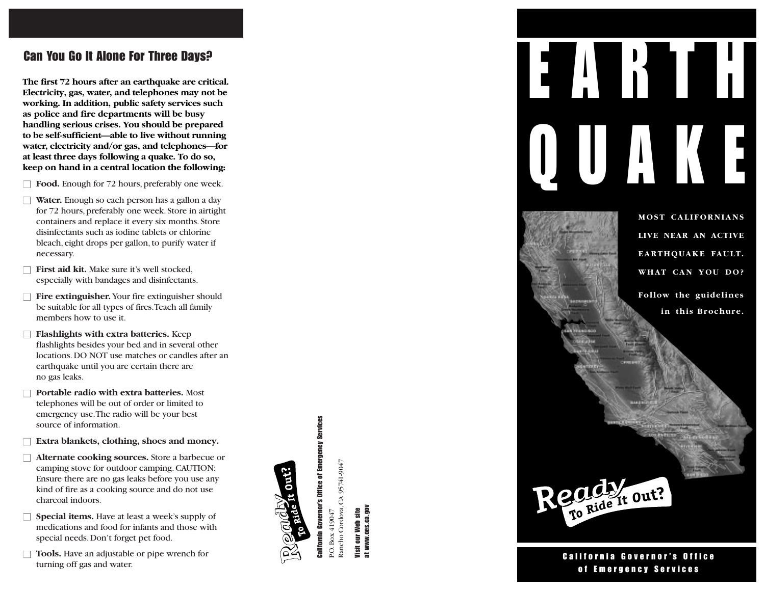## Can You Go It Alone For Three Days?

**The first 72 hours after an earthquake are critical. Electricity, gas, water, and telephones may not be working. In addition, public safety services such as police and fire departments will be busy handling serious crises. You should be prepared to be self-sufficient—able to live without running water, electricity and/or gas, and telephones—for at least three days following a quake. To do so, keep on hand in a central location the following:**

- ☐ **Food.** Enough for 72 hours, preferably one week.
- ☐ **Water.** Enough so each person has a gallon a day for 72 hours, preferably one week. Store in airtight containers and replace it every six months. Store disinfectants such as iodine tablets or chlorine bleach, eight drops per gallon, to purify water if necessary.
- ☐ **First aid kit.** Make sure it's well stocked, especially with bandages and disinfectants.
- ☐ **Fire extinguisher.** Your fire extinguisher should be suitable for all types of fires. Teach all family members how to use it.
- ☐ **Flashlights with extra batteries.** Keep flashlights besides your bed and in several other locations. DO NOT use matches or candles after an earthquake until you are certain there are no gas leaks.
- ☐ **Portable radio with extra batteries.** Most telephones will be out of order or limited to emergency use. The radio will be your best source of information.
- ☐ **Extra blankets, clothing, shoes and money.**
- ☐ **Alternate cooking sources.** Store a barbecue or camping stove for outdoor camping. CAUTION: Ensure there are no gas leaks before you use any kind of fire as a cooking source and do not use charcoal indoors.
- ☐ **Special items.** Have at least a week's supply of medications and food for infants and those with special needs. Don't forget pet food.
- ☐ **Tools.** Have an adjustable or pipe wrench for turning off gas and water.

Ready To Ride It Out?

**California Governor's Office of Emergency Services**

P.O. Box 419047
Rancho Cordova, CA 95741-9047

**Visit our Web site at www.oes.ca.gov**

# EARTH QUAKE

**MOST CALIFORNIANS LIVE NEAR AN ACTIVE EARTHQUAKE FAULT. WHAT CAN YOU DO?**

**Follow the guidelines in this Brochure.**

Ready To Ride It Out?

**California Governor's Office of Emergency Services**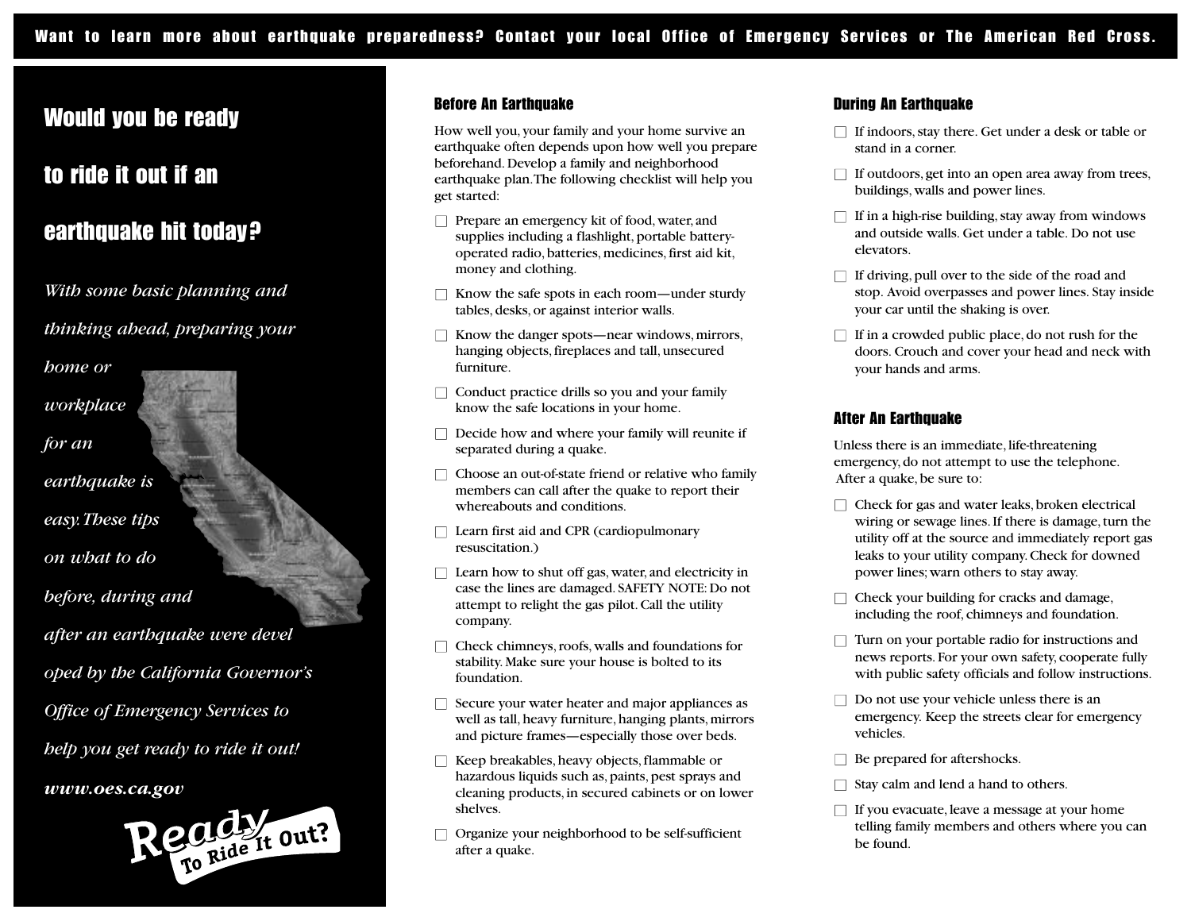Want to learn more about earthquake preparedness? Contact your local Office of Emergency Services or The American Red Cross.

## Would you be ready to ride it out if an earthquake hit today?

*With some basic planning and thinking ahead, preparing your home or workplace for an earthquake is easy. These tips on what to do before, during and after an earthquake were developed by the California Governor's Office of Emergency Services to help you get ready to ride it out!*

***www.oes.ca.gov***

Ready To Ride It Out?

### Before An Earthquake

How well you, your family and your home survive an earthquake often depends upon how well you prepare beforehand. Develop a family and neighborhood earthquake plan. The following checklist will help you get started:

- ☐ Prepare an emergency kit of food, water, and supplies including a flashlight, portable battery-operated radio, batteries, medicines, first aid kit, money and clothing.
- ☐ Know the safe spots in each room—under sturdy tables, desks, or against interior walls.
- ☐ Know the danger spots—near windows, mirrors, hanging objects, fireplaces and tall, unsecured furniture.
- ☐ Conduct practice drills so you and your family know the safe locations in your home.
- ☐ Decide how and where your family will reunite if separated during a quake.
- ☐ Choose an out-of-state friend or relative who family members can call after the quake to report their whereabouts and conditions.
- ☐ Learn first aid and CPR (cardiopulmonary resuscitation.)
- ☐ Learn how to shut off gas, water, and electricity in case the lines are damaged. SAFETY NOTE: Do not attempt to relight the gas pilot. Call the utility company.
- ☐ Check chimneys, roofs, walls and foundations for stability. Make sure your house is bolted to its foundation.
- ☐ Secure your water heater and major appliances as well as tall, heavy furniture, hanging plants, mirrors and picture frames—especially those over beds.
- ☐ Keep breakables, heavy objects, flammable or hazardous liquids such as, paints, pest sprays and cleaning products, in secured cabinets or on lower shelves.
- ☐ Organize your neighborhood to be self-sufficient after a quake.

### During An Earthquake

- ☐ If indoors, stay there. Get under a desk or table or stand in a corner.
- ☐ If outdoors, get into an open area away from trees, buildings, walls and power lines.
- ☐ If in a high-rise building, stay away from windows and outside walls. Get under a table. Do not use elevators.
- ☐ If driving, pull over to the side of the road and stop. Avoid overpasses and power lines. Stay inside your car until the shaking is over.
- ☐ If in a crowded public place, do not rush for the doors. Crouch and cover your head and neck with your hands and arms.

### After An Earthquake

Unless there is an immediate, life-threatening emergency, do not attempt to use the telephone. After a quake, be sure to:

- ☐ Check for gas and water leaks, broken electrical wiring or sewage lines. If there is damage, turn the utility off at the source and immediately report gas leaks to your utility company. Check for downed power lines; warn others to stay away.
- ☐ Check your building for cracks and damage, including the roof, chimneys and foundation.
- ☐ Turn on your portable radio for instructions and news reports. For your own safety, cooperate fully with public safety officials and follow instructions.
- ☐ Do not use your vehicle unless there is an emergency. Keep the streets clear for emergency vehicles.
- ☐ Be prepared for aftershocks.
- ☐ Stay calm and lend a hand to others.
- ☐ If you evacuate, leave a message at your home telling family members and others where you can be found.